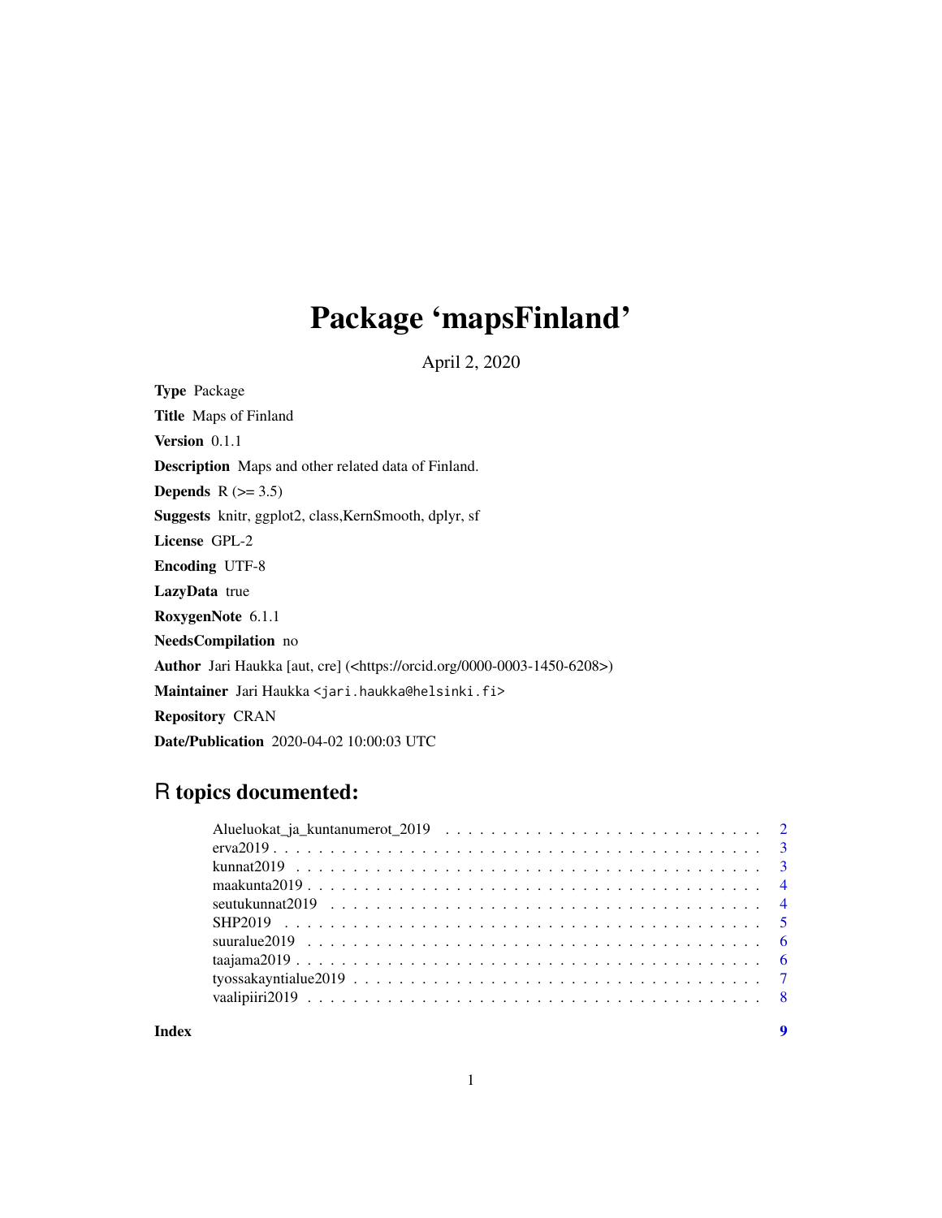# Package 'mapsFinland'

April 2, 2020

**Type** Package

**Title** Maps of Finland

**Version** 0.1.1

**Description** Maps and other related data of Finland.

**Depends** R (>= 3.5)

**Suggests** knitr, ggplot2, class,KernSmooth, dplyr, sf

**License** GPL-2

**Encoding** UTF-8

**LazyData** true

**RoxygenNote** 6.1.1

**NeedsCompilation** no

**Author** Jari Haukka [aut, cre] (<https://orcid.org/0000-0003-1450-6208>)

**Maintainer** Jari Haukka <jari.haukka@helsinki.fi>

**Repository** CRAN

**Date/Publication** 2020-04-02 10:00:03 UTC

## R topics documented:

- Alueluokat_ja_kuntanumerot_2019 . . . . . . . . . . . . . . . . . . . . . . . . . . . 2
- erva2019 . . . . . . . . . . . . . . . . . . . . . . . . . . . . . . . . . . . . . . . . 3
- kunnat2019 . . . . . . . . . . . . . . . . . . . . . . . . . . . . . . . . . . . . . . 3
- maakunta2019 . . . . . . . . . . . . . . . . . . . . . . . . . . . . . . . . . . . . . 4
- seutukunnat2019 . . . . . . . . . . . . . . . . . . . . . . . . . . . . . . . . . . . 4
- SHP2019 . . . . . . . . . . . . . . . . . . . . . . . . . . . . . . . . . . . . . . . 5
- suuralue2019 . . . . . . . . . . . . . . . . . . . . . . . . . . . . . . . . . . . . . 6
- taajama2019 . . . . . . . . . . . . . . . . . . . . . . . . . . . . . . . . . . . . . . 6
- tyossakayntialue2019 . . . . . . . . . . . . . . . . . . . . . . . . . . . . . . . . . 7
- vaalipiiri2019 . . . . . . . . . . . . . . . . . . . . . . . . . . . . . . . . . . . . . 8

**Index** **9**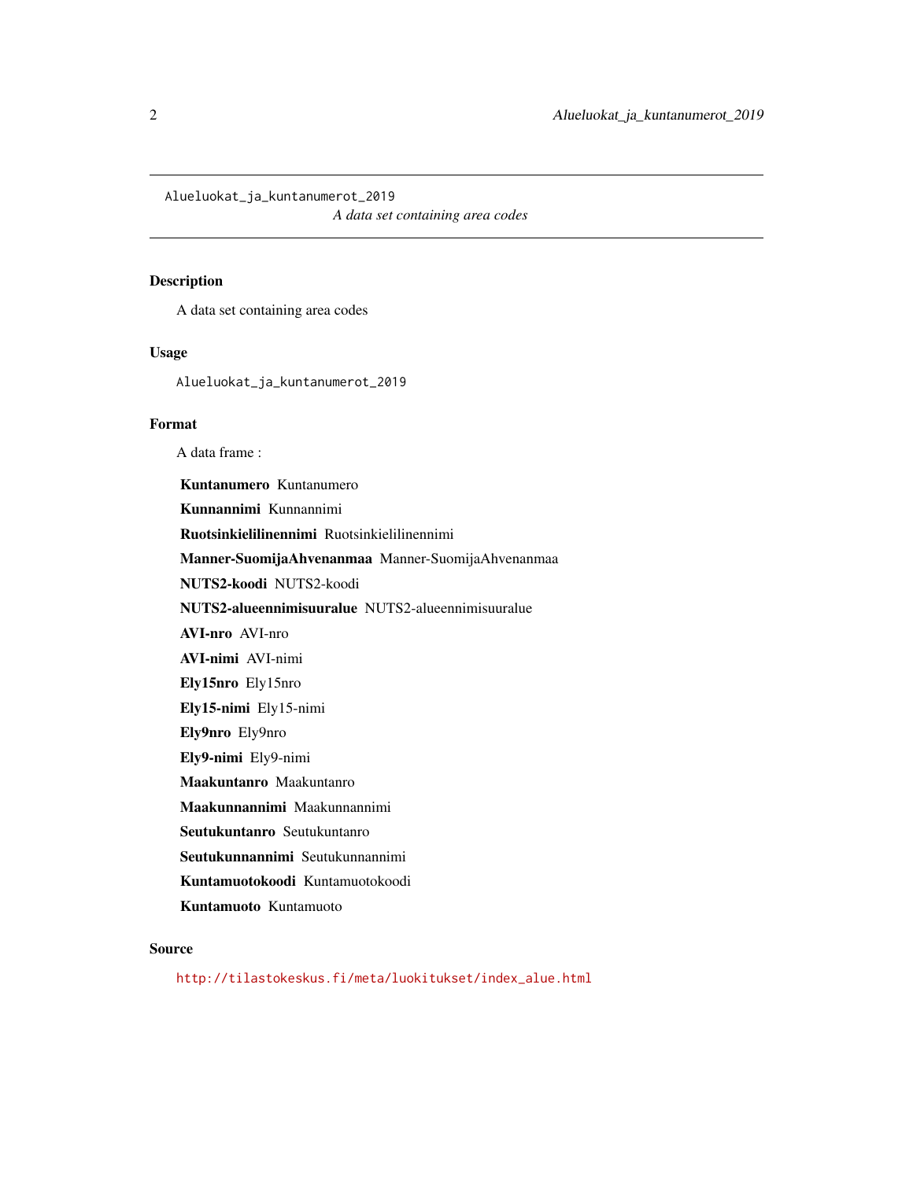`Alueluokat_ja_kuntanumerot_2019` *A data set containing area codes*

### Description

A data set containing area codes

### Usage

```
Alueluokat_ja_kuntanumerot_2019
```

### Format

A data frame :

- **Kuntanumero** Kuntanumero
- **Kunnannimi** Kunnannimi
- **Ruotsinkielilinennimi** Ruotsinkielilinennimi
- **Manner-SuomijaAhvenanmaa** Manner-SuomijaAhvenanmaa
- **NUTS2-koodi** NUTS2-koodi
- **NUTS2-alueennimisuuralue** NUTS2-alueennimisuuralue
- **AVI-nro** AVI-nro
- **AVI-nimi** AVI-nimi
- **Ely15nro** Ely15nro
- **Ely15-nimi** Ely15-nimi
- **Ely9nro** Ely9nro
- **Ely9-nimi** Ely9-nimi
- **Maakuntanro** Maakuntanro
- **Maakunnannimi** Maakunnannimi
- **Seutukuntanro** Seutukuntanro
- **Seutukunnannimi** Seutukunnannimi
- **Kuntamuotokoodi** Kuntamuotokoodi
- **Kuntamuoto** Kuntamuoto

### Source

http://tilastokeskus.fi/meta/luokitukset/index_alue.html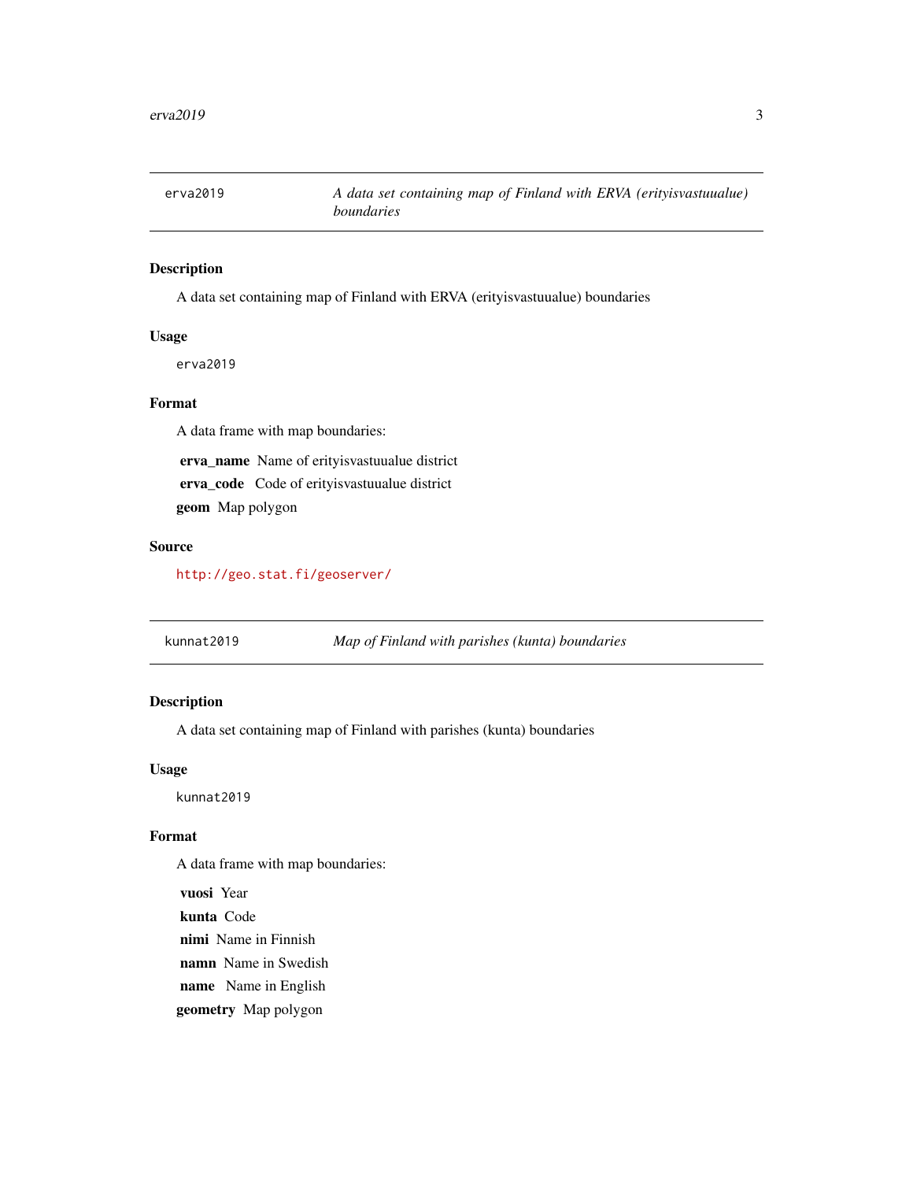## erva2019 — *A data set containing map of Finland with ERVA (erityisvastuualue) boundaries*

### Description

A data set containing map of Finland with ERVA (erityisvastuualue) boundaries

### Usage

```
erva2019
```

### Format

A data frame with map boundaries:

**erva_name** Name of erityisvastuualue district

**erva_code** Code of erityisvastuualue district

**geom** Map polygon

### Source

http://geo.stat.fi/geoserver/

## kunnat2019 — *Map of Finland with parishes (kunta) boundaries*

### Description

A data set containing map of Finland with parishes (kunta) boundaries

### Usage

```
kunnat2019
```

### Format

A data frame with map boundaries:

**vuosi** Year

**kunta** Code

**nimi** Name in Finnish

**namn** Name in Swedish

**name** Name in English

**geometry** Map polygon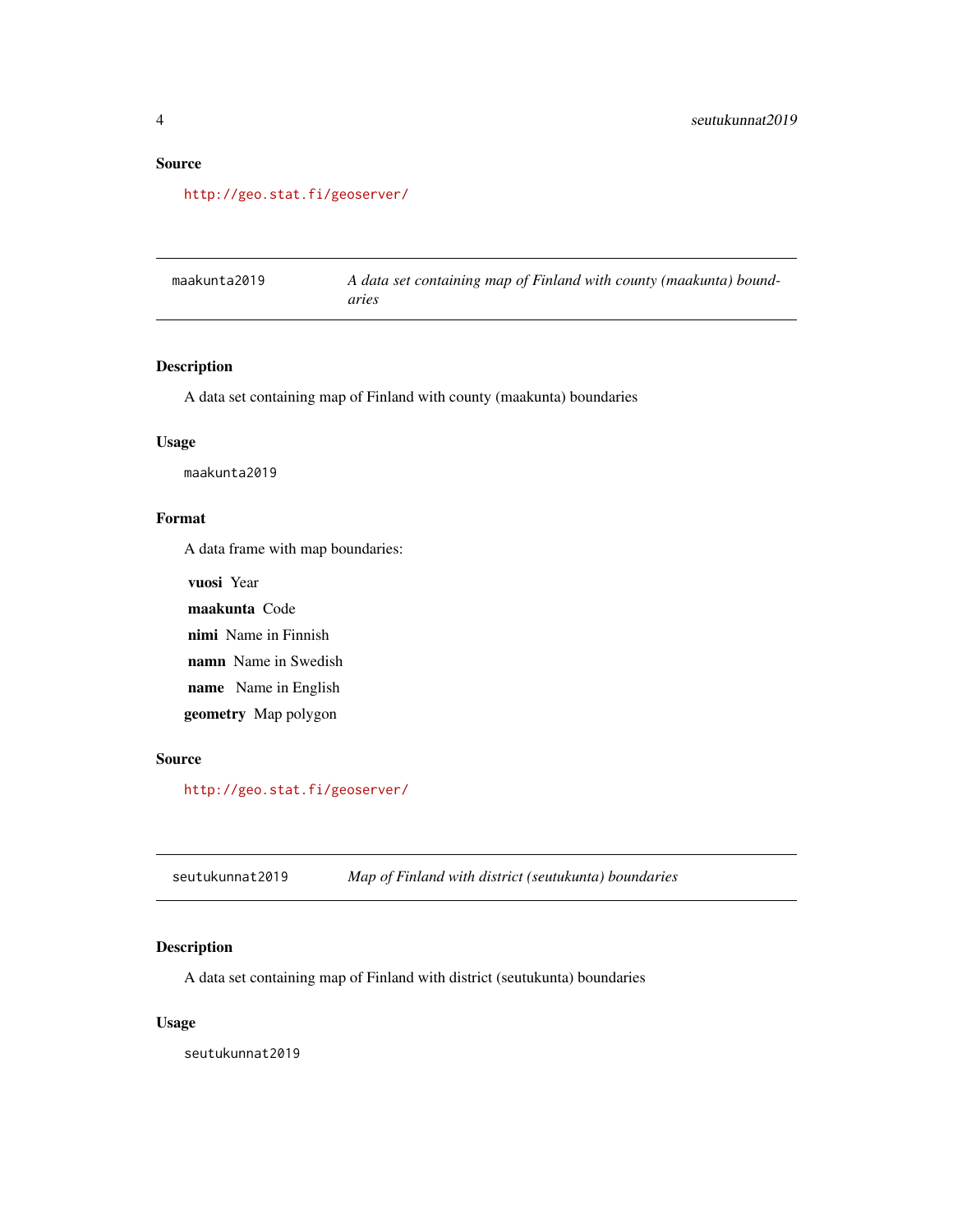### Source

http://geo.stat.fi/geoserver/

---

## maakunta2019 — *A data set containing map of Finland with county (maakunta) boundaries*

### Description

A data set containing map of Finland with county (maakunta) boundaries

### Usage

```
maakunta2019
```

### Format

A data frame with map boundaries:

- **vuosi** Year
- **maakunta** Code
- **nimi** Name in Finnish
- **namn** Name in Swedish
- **name** Name in English
- **geometry** Map polygon

### Source

http://geo.stat.fi/geoserver/

---

## seutukunnat2019 — *Map of Finland with district (seutukunta) boundaries*

### Description

A data set containing map of Finland with district (seutukunta) boundaries

### Usage

```
seutukunnat2019
```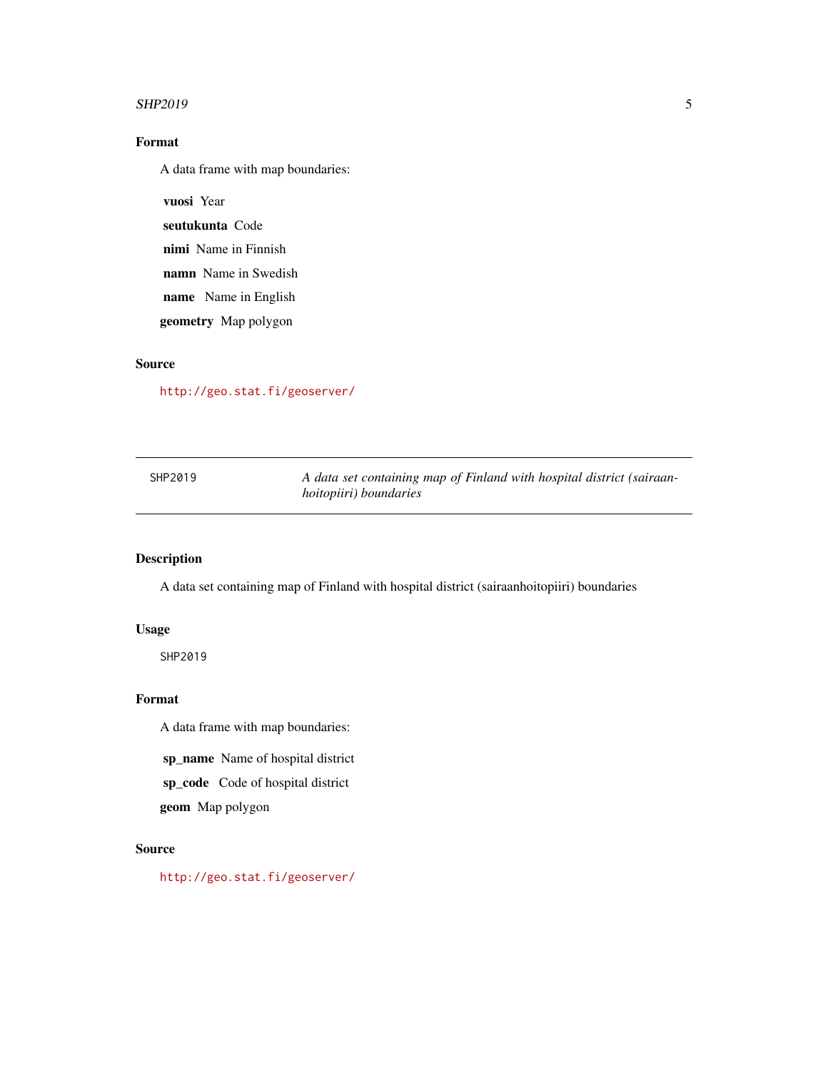## Format

A data frame with map boundaries:

**vuosi** Year

**seutukunta** Code

**nimi** Name in Finnish

**namn** Name in Swedish

**name** Name in English

**geometry** Map polygon

## Source

http://geo.stat.fi/geoserver/

---

SHP2019 — *A data set containing map of Finland with hospital district (sairaanhoitopiiri) boundaries*

---

## Description

A data set containing map of Finland with hospital district (sairaanhoitopiiri) boundaries

## Usage

```
SHP2019
```

## Format

A data frame with map boundaries:

**sp_name** Name of hospital district

**sp_code** Code of hospital district

**geom** Map polygon

## Source

http://geo.stat.fi/geoserver/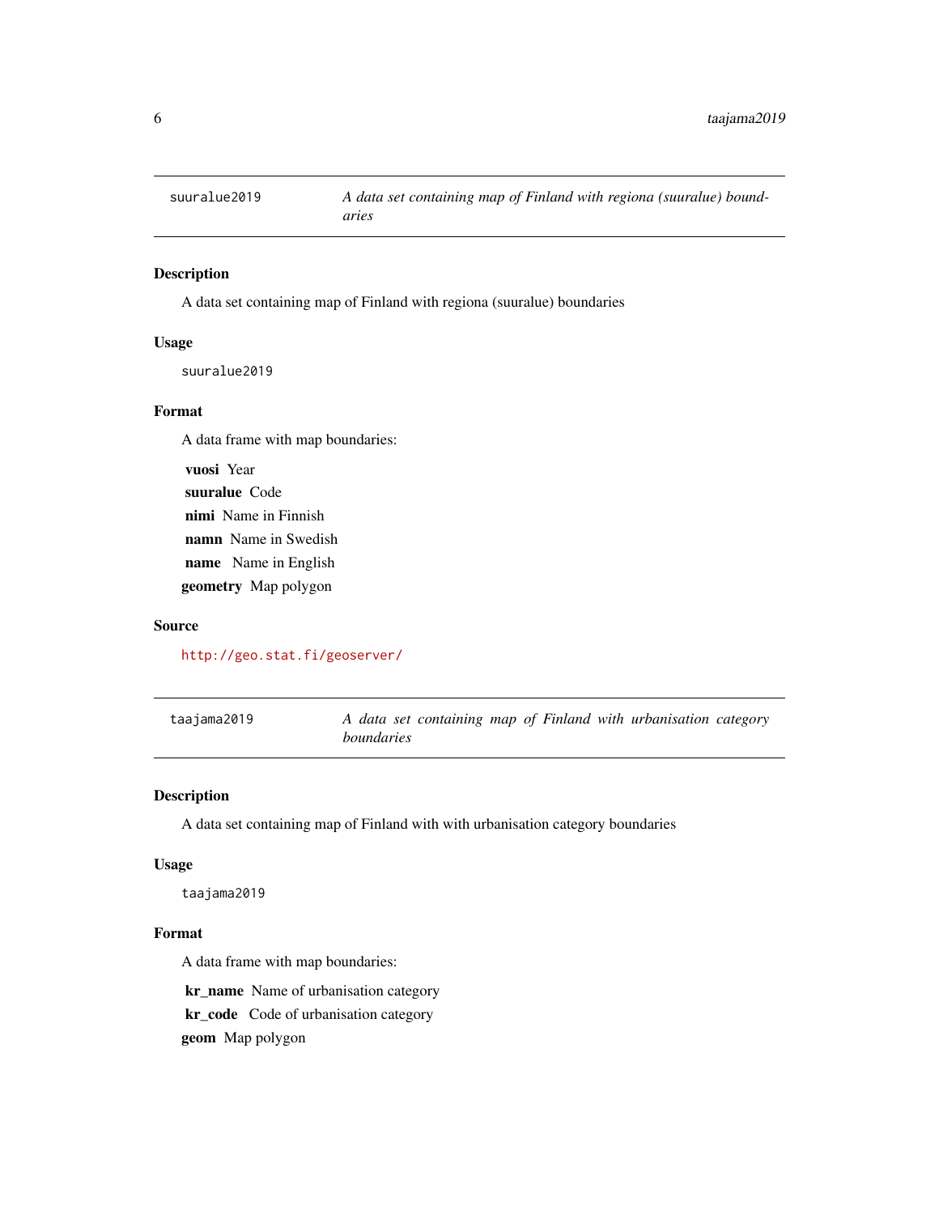## suuralue2019

*A data set containing map of Finland with regiona (suuralue) boundaries*

### Description

A data set containing map of Finland with regiona (suuralue) boundaries

### Usage

```
suuralue2019
```

### Format

A data frame with map boundaries:

- **vuosi** Year
- **suuralue** Code
- **nimi** Name in Finnish
- **namn** Name in Swedish
- **name** Name in English
- **geometry** Map polygon

### Source

http://geo.stat.fi/geoserver/

## taajama2019

*A data set containing map of Finland with urbanisation category boundaries*

### Description

A data set containing map of Finland with with urbanisation category boundaries

### Usage

```
taajama2019
```

### Format

A data frame with map boundaries:

- **kr_name** Name of urbanisation category
- **kr_code** Code of urbanisation category
- **geom** Map polygon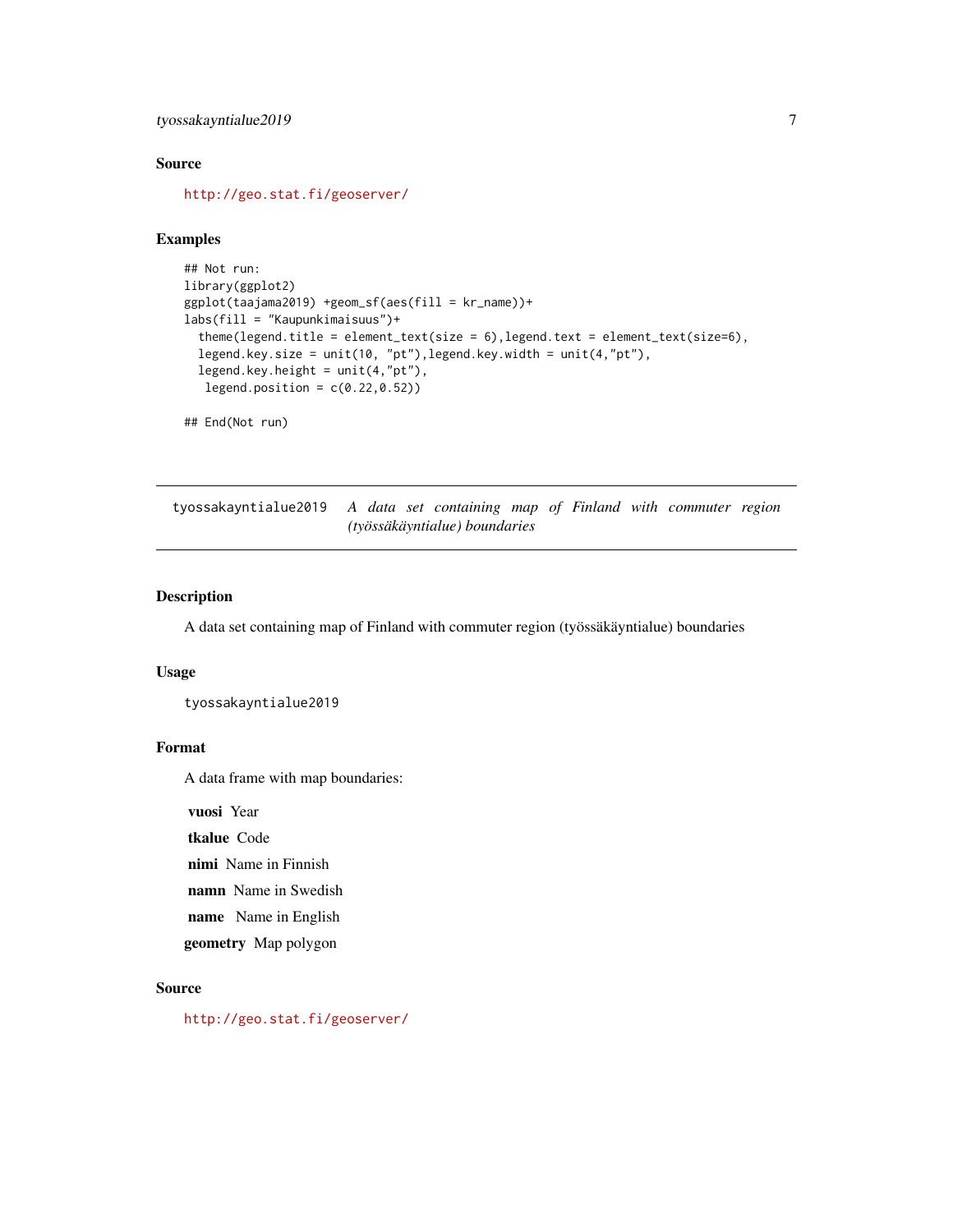### Source

http://geo.stat.fi/geoserver/

### Examples

```
## Not run:
library(ggplot2)
ggplot(taajama2019) +geom_sf(aes(fill = kr_name))+
labs(fill = "Kaupunkimaisuus")+
  theme(legend.title = element_text(size = 6),legend.text = element_text(size=6),
  legend.key.size = unit(10, "pt"),legend.key.width = unit(4,"pt"),
  legend.key.height = unit(4,"pt"),
   legend.position = c(0.22,0.52))

## End(Not run)
```

---

## tyossakayntialue2019 — *A data set containing map of Finland with commuter region (työssäkäyntialue) boundaries*

---

### Description

A data set containing map of Finland with commuter region (työssäkäyntialue) boundaries

### Usage

```
tyossakayntialue2019
```

### Format

A data frame with map boundaries:

- **vuosi** Year
- **tkalue** Code
- **nimi** Name in Finnish
- **namn** Name in Swedish
- **name** Name in English
- **geometry** Map polygon

### Source

http://geo.stat.fi/geoserver/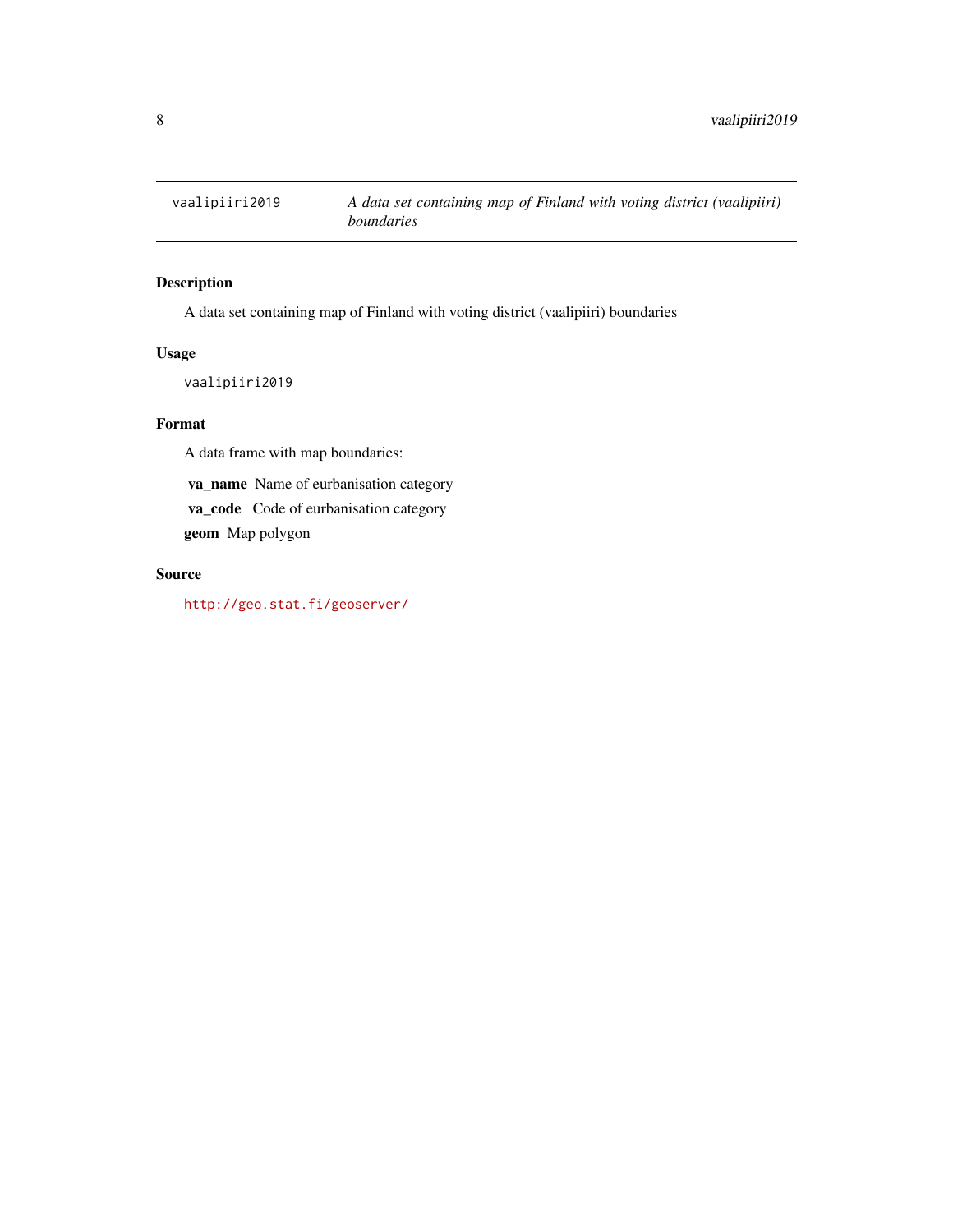`vaalipiiri2019` — *A data set containing map of Finland with voting district (vaalipiiri) boundaries*

## Description

A data set containing map of Finland with voting district (vaalipiiri) boundaries

## Usage

```
vaalipiiri2019
```

## Format

A data frame with map boundaries:

- **va_name** Name of eurbanisation category
- **va_code** Code of eurbanisation category
- **geom** Map polygon

## Source

http://geo.stat.fi/geoserver/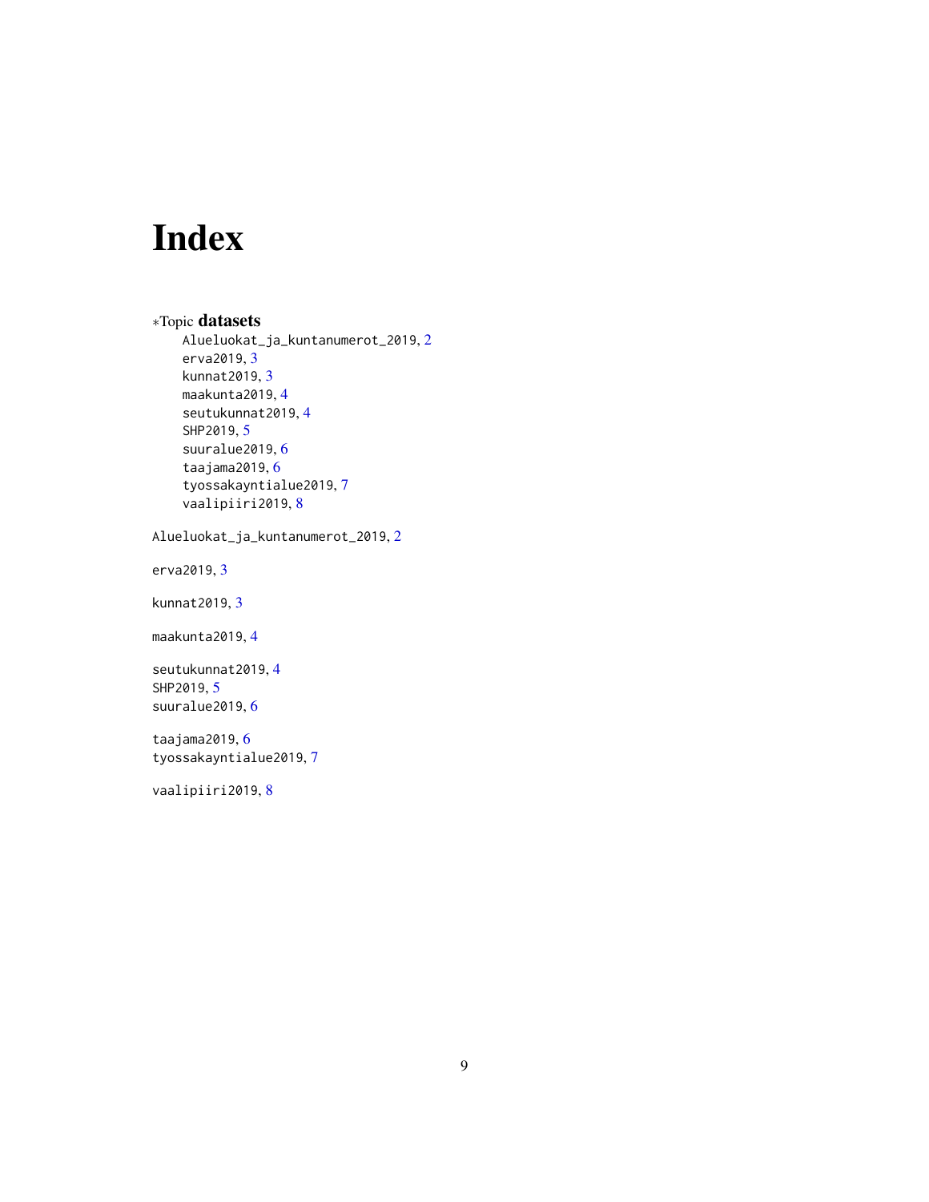# Index

*Topic **datasets**
- Alueluokat_ja_kuntanumerot_2019, 2
- erva2019, 3
- kunnat2019, 3
- maakunta2019, 4
- seutukunnat2019, 4
- SHP2019, 5
- suuralue2019, 6
- taajama2019, 6
- tyossakayntialue2019, 7
- vaalipiiri2019, 8

Alueluokat_ja_kuntanumerot_2019, 2

erva2019, 3

kunnat2019, 3

maakunta2019, 4

seutukunnat2019, 4
SHP2019, 5
suuralue2019, 6

taajama2019, 6
tyossakayntialue2019, 7

vaalipiiri2019, 8